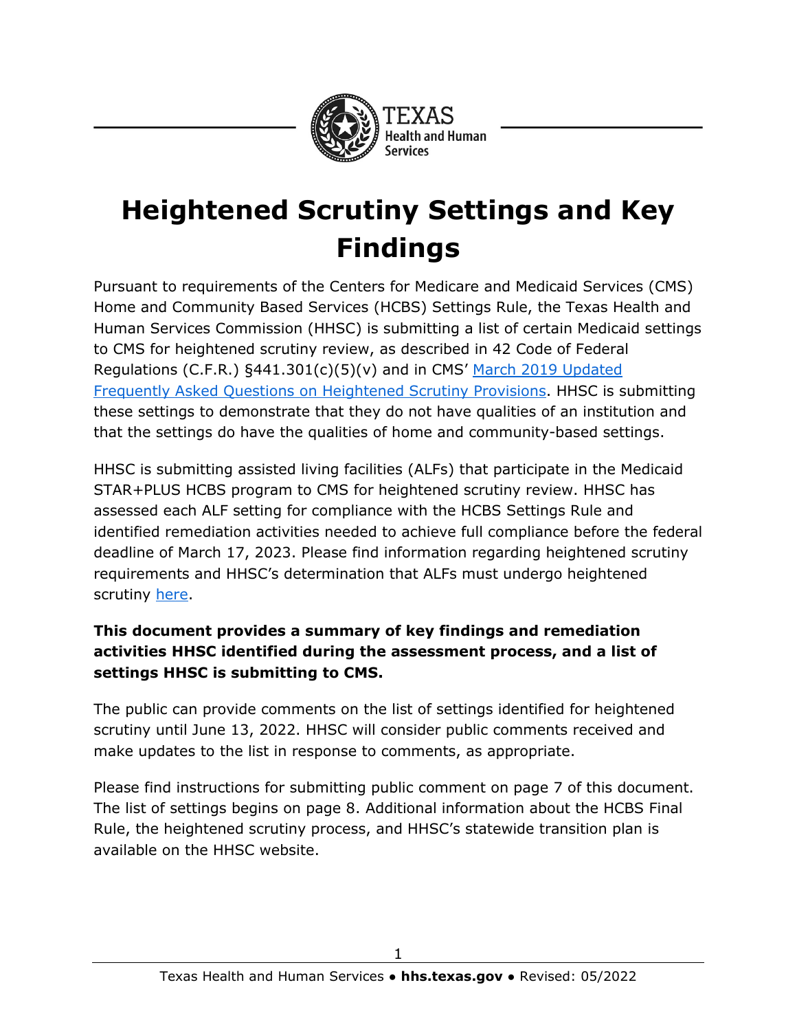# Heightened Scrutiny Settings and Key Findings

Pursuant to requirements of the Centers for Medicare and Medicaid Services (CMS) Home and Community Based Services (HCBS) Settings Rule, the Texas Health and Human Services Commission (HHSC) is submitting a list of certain Medicaid settings to CMS for heightened scrutiny review, as described in 42 Code of Federal Regulations (C.F.R.) §441.301(c)(5)(v) and in CMS' [March 2019 Updated Frequently Asked Questions on Heightened Scrutiny Provisions](). HHSC is submitting these settings to demonstrate that they do not have qualities of an institution and that the settings do have the qualities of home and community-based settings.

HHSC is submitting assisted living facilities (ALFs) that participate in the Medicaid STAR+PLUS HCBS program to CMS for heightened scrutiny review. HHSC has assessed each ALF setting for compliance with the HCBS Settings Rule and identified remediation activities needed to achieve full compliance before the federal deadline of March 17, 2023. Please find information regarding heightened scrutiny requirements and HHSC's determination that ALFs must undergo heightened scrutiny [here]().

**This document provides a summary of key findings and remediation activities HHSC identified during the assessment process, and a list of settings HHSC is submitting to CMS.**

The public can provide comments on the list of settings identified for heightened scrutiny until June 13, 2022. HHSC will consider public comments received and make updates to the list in response to comments, as appropriate.

Please find instructions for submitting public comment on page 7 of this document. The list of settings begins on page 8. Additional information about the HCBS Final Rule, the heightened scrutiny process, and HHSC's statewide transition plan is available on the HHSC website.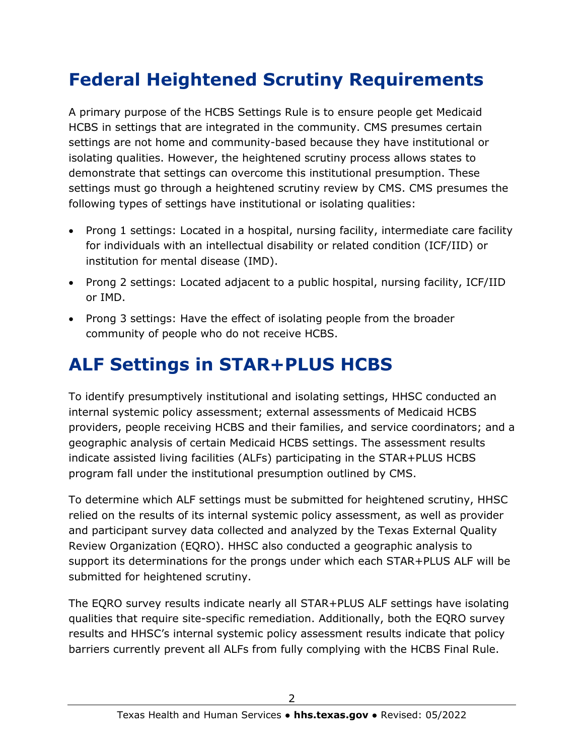## Federal Heightened Scrutiny Requirements

A primary purpose of the HCBS Settings Rule is to ensure people get Medicaid HCBS in settings that are integrated in the community. CMS presumes certain settings are not home and community-based because they have institutional or isolating qualities. However, the heightened scrutiny process allows states to demonstrate that settings can overcome this institutional presumption. These settings must go through a heightened scrutiny review by CMS. CMS presumes the following types of settings have institutional or isolating qualities:

- Prong 1 settings: Located in a hospital, nursing facility, intermediate care facility for individuals with an intellectual disability or related condition (ICF/IID) or institution for mental disease (IMD).
- Prong 2 settings: Located adjacent to a public hospital, nursing facility, ICF/IID or IMD.
- Prong 3 settings: Have the effect of isolating people from the broader community of people who do not receive HCBS.

## ALF Settings in STAR+PLUS HCBS

To identify presumptively institutional and isolating settings, HHSC conducted an internal systemic policy assessment; external assessments of Medicaid HCBS providers, people receiving HCBS and their families, and service coordinators; and a geographic analysis of certain Medicaid HCBS settings. The assessment results indicate assisted living facilities (ALFs) participating in the STAR+PLUS HCBS program fall under the institutional presumption outlined by CMS.

To determine which ALF settings must be submitted for heightened scrutiny, HHSC relied on the results of its internal systemic policy assessment, as well as provider and participant survey data collected and analyzed by the Texas External Quality Review Organization (EQRO). HHSC also conducted a geographic analysis to support its determinations for the prongs under which each STAR+PLUS ALF will be submitted for heightened scrutiny.

The EQRO survey results indicate nearly all STAR+PLUS ALF settings have isolating qualities that require site-specific remediation. Additionally, both the EQRO survey results and HHSC's internal systemic policy assessment results indicate that policy barriers currently prevent all ALFs from fully complying with the HCBS Final Rule.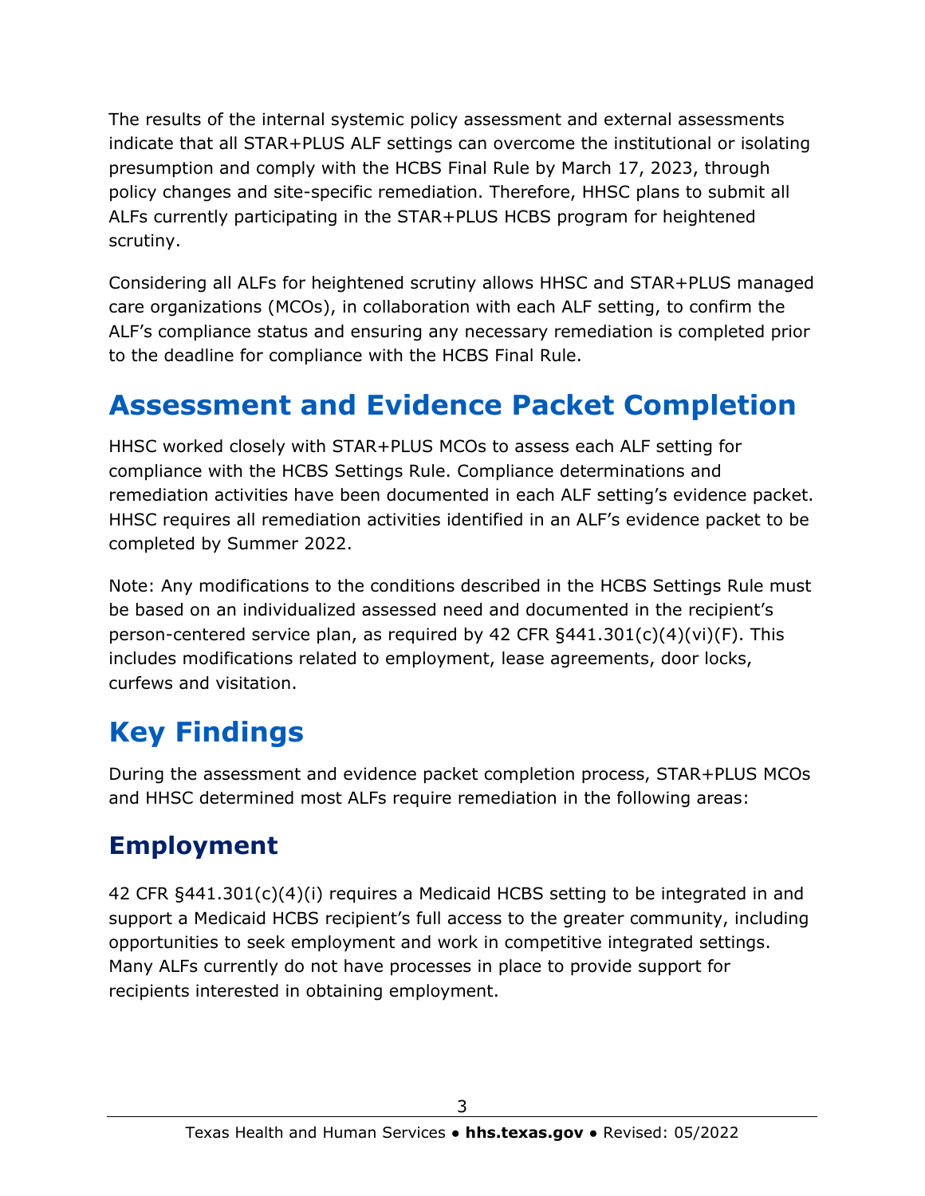The results of the internal systemic policy assessment and external assessments indicate that all STAR+PLUS ALF settings can overcome the institutional or isolating presumption and comply with the HCBS Final Rule by March 17, 2023, through policy changes and site-specific remediation. Therefore, HHSC plans to submit all ALFs currently participating in the STAR+PLUS HCBS program for heightened scrutiny.

Considering all ALFs for heightened scrutiny allows HHSC and STAR+PLUS managed care organizations (MCOs), in collaboration with each ALF setting, to confirm the ALF's compliance status and ensuring any necessary remediation is completed prior to the deadline for compliance with the HCBS Final Rule.

# Assessment and Evidence Packet Completion

HHSC worked closely with STAR+PLUS MCOs to assess each ALF setting for compliance with the HCBS Settings Rule. Compliance determinations and remediation activities have been documented in each ALF setting's evidence packet. HHSC requires all remediation activities identified in an ALF's evidence packet to be completed by Summer 2022.

Note: Any modifications to the conditions described in the HCBS Settings Rule must be based on an individualized assessed need and documented in the recipient's person-centered service plan, as required by 42 CFR §441.301(c)(4)(vi)(F). This includes modifications related to employment, lease agreements, door locks, curfews and visitation.

# Key Findings

During the assessment and evidence packet completion process, STAR+PLUS MCOs and HHSC determined most ALFs require remediation in the following areas:

## Employment

42 CFR §441.301(c)(4)(i) requires a Medicaid HCBS setting to be integrated in and support a Medicaid HCBS recipient's full access to the greater community, including opportunities to seek employment and work in competitive integrated settings. Many ALFs currently do not have processes in place to provide support for recipients interested in obtaining employment.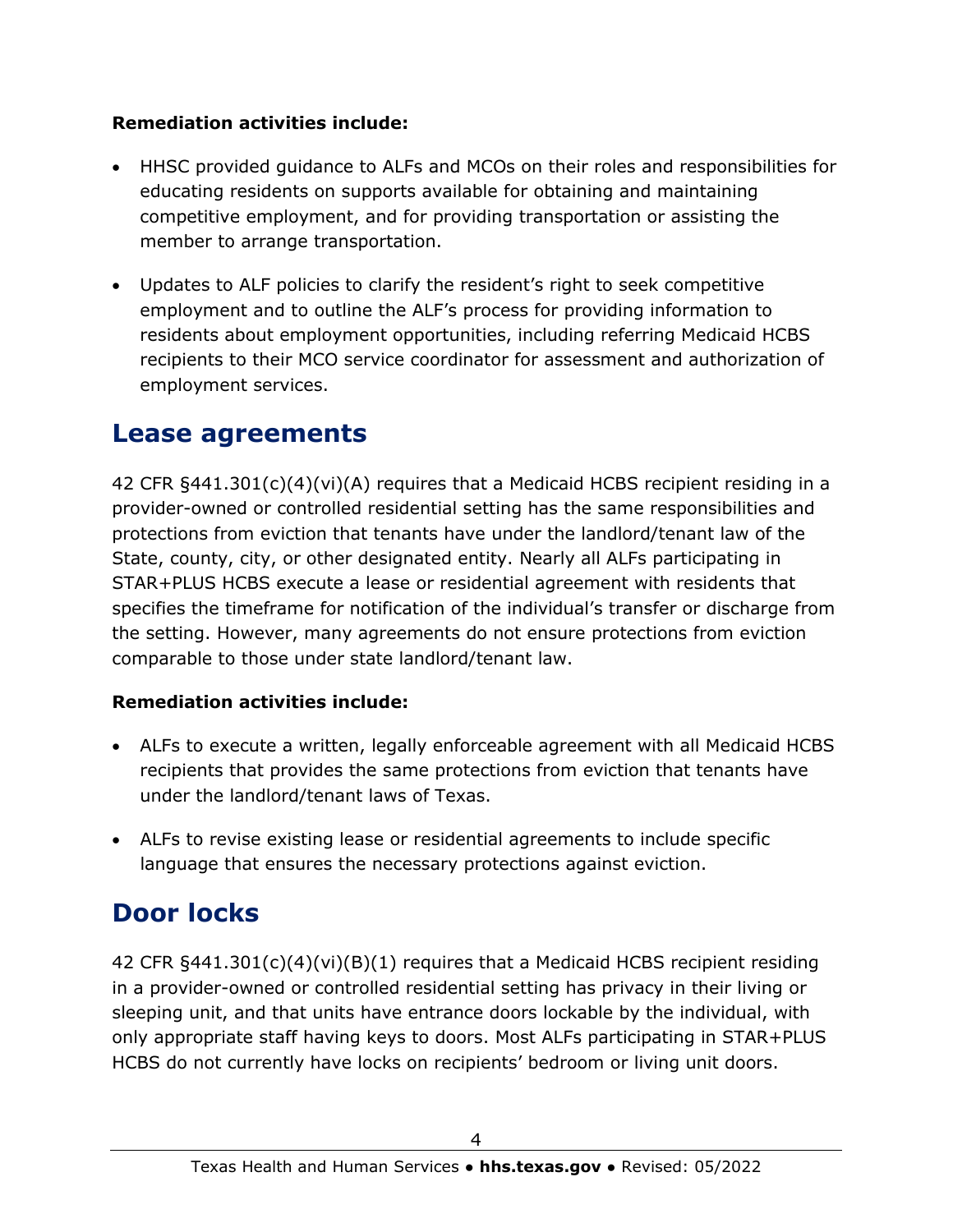**Remediation activities include:**

- HHSC provided guidance to ALFs and MCOs on their roles and responsibilities for educating residents on supports available for obtaining and maintaining competitive employment, and for providing transportation or assisting the member to arrange transportation.
- Updates to ALF policies to clarify the resident's right to seek competitive employment and to outline the ALF's process for providing information to residents about employment opportunities, including referring Medicaid HCBS recipients to their MCO service coordinator for assessment and authorization of employment services.

## Lease agreements

42 CFR §441.301(c)(4)(vi)(A) requires that a Medicaid HCBS recipient residing in a provider-owned or controlled residential setting has the same responsibilities and protections from eviction that tenants have under the landlord/tenant law of the State, county, city, or other designated entity. Nearly all ALFs participating in STAR+PLUS HCBS execute a lease or residential agreement with residents that specifies the timeframe for notification of the individual's transfer or discharge from the setting. However, many agreements do not ensure protections from eviction comparable to those under state landlord/tenant law.

**Remediation activities include:**

- ALFs to execute a written, legally enforceable agreement with all Medicaid HCBS recipients that provides the same protections from eviction that tenants have under the landlord/tenant laws of Texas.
- ALFs to revise existing lease or residential agreements to include specific language that ensures the necessary protections against eviction.

## Door locks

42 CFR §441.301(c)(4)(vi)(B)(1) requires that a Medicaid HCBS recipient residing in a provider-owned or controlled residential setting has privacy in their living or sleeping unit, and that units have entrance doors lockable by the individual, with only appropriate staff having keys to doors. Most ALFs participating in STAR+PLUS HCBS do not currently have locks on recipients' bedroom or living unit doors.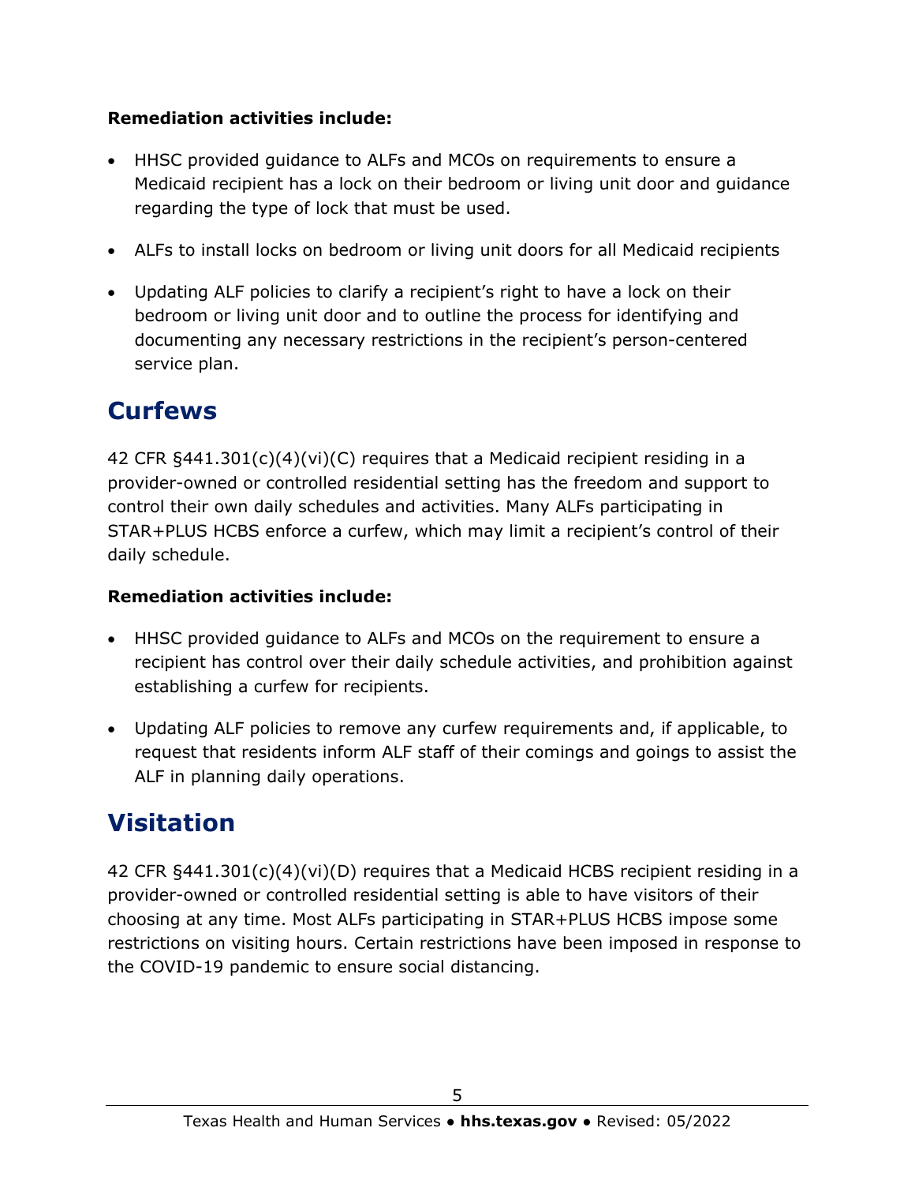**Remediation activities include:**

- HHSC provided guidance to ALFs and MCOs on requirements to ensure a Medicaid recipient has a lock on their bedroom or living unit door and guidance regarding the type of lock that must be used.
- ALFs to install locks on bedroom or living unit doors for all Medicaid recipients
- Updating ALF policies to clarify a recipient's right to have a lock on their bedroom or living unit door and to outline the process for identifying and documenting any necessary restrictions in the recipient's person-centered service plan.

## Curfews

42 CFR §441.301(c)(4)(vi)(C) requires that a Medicaid recipient residing in a provider-owned or controlled residential setting has the freedom and support to control their own daily schedules and activities. Many ALFs participating in STAR+PLUS HCBS enforce a curfew, which may limit a recipient's control of their daily schedule.

**Remediation activities include:**

- HHSC provided guidance to ALFs and MCOs on the requirement to ensure a recipient has control over their daily schedule activities, and prohibition against establishing a curfew for recipients.
- Updating ALF policies to remove any curfew requirements and, if applicable, to request that residents inform ALF staff of their comings and goings to assist the ALF in planning daily operations.

## Visitation

42 CFR §441.301(c)(4)(vi)(D) requires that a Medicaid HCBS recipient residing in a provider-owned or controlled residential setting is able to have visitors of their choosing at any time. Most ALFs participating in STAR+PLUS HCBS impose some restrictions on visiting hours. Certain restrictions have been imposed in response to the COVID-19 pandemic to ensure social distancing.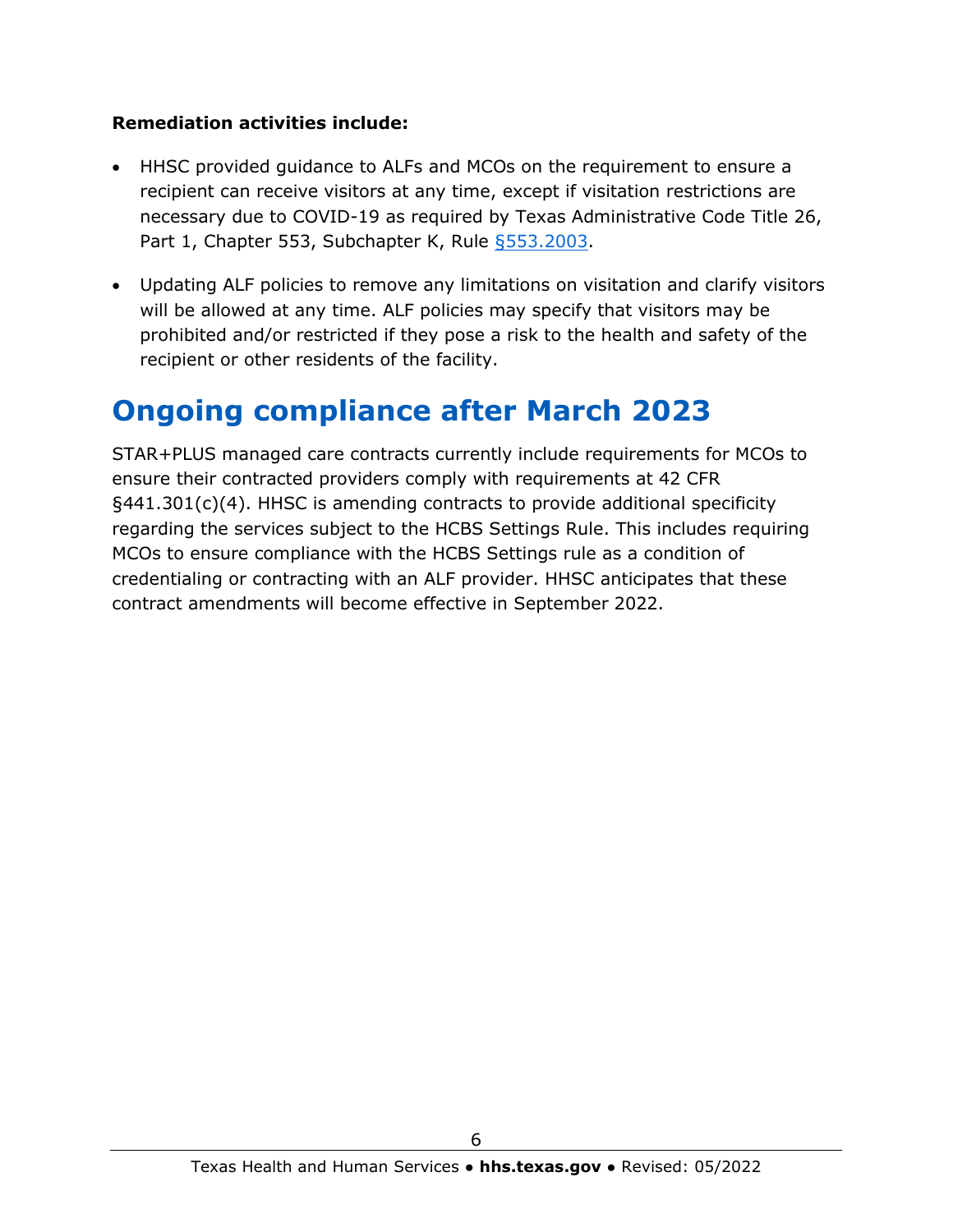**Remediation activities include:**

- HHSC provided guidance to ALFs and MCOs on the requirement to ensure a recipient can receive visitors at any time, except if visitation restrictions are necessary due to COVID-19 as required by Texas Administrative Code Title 26, Part 1, Chapter 553, Subchapter K, Rule §553.2003.
- Updating ALF policies to remove any limitations on visitation and clarify visitors will be allowed at any time. ALF policies may specify that visitors may be prohibited and/or restricted if they pose a risk to the health and safety of the recipient or other residents of the facility.

# Ongoing compliance after March 2023

STAR+PLUS managed care contracts currently include requirements for MCOs to ensure their contracted providers comply with requirements at 42 CFR §441.301(c)(4). HHSC is amending contracts to provide additional specificity regarding the services subject to the HCBS Settings Rule. This includes requiring MCOs to ensure compliance with the HCBS Settings rule as a condition of credentialing or contracting with an ALF provider. HHSC anticipates that these contract amendments will become effective in September 2022.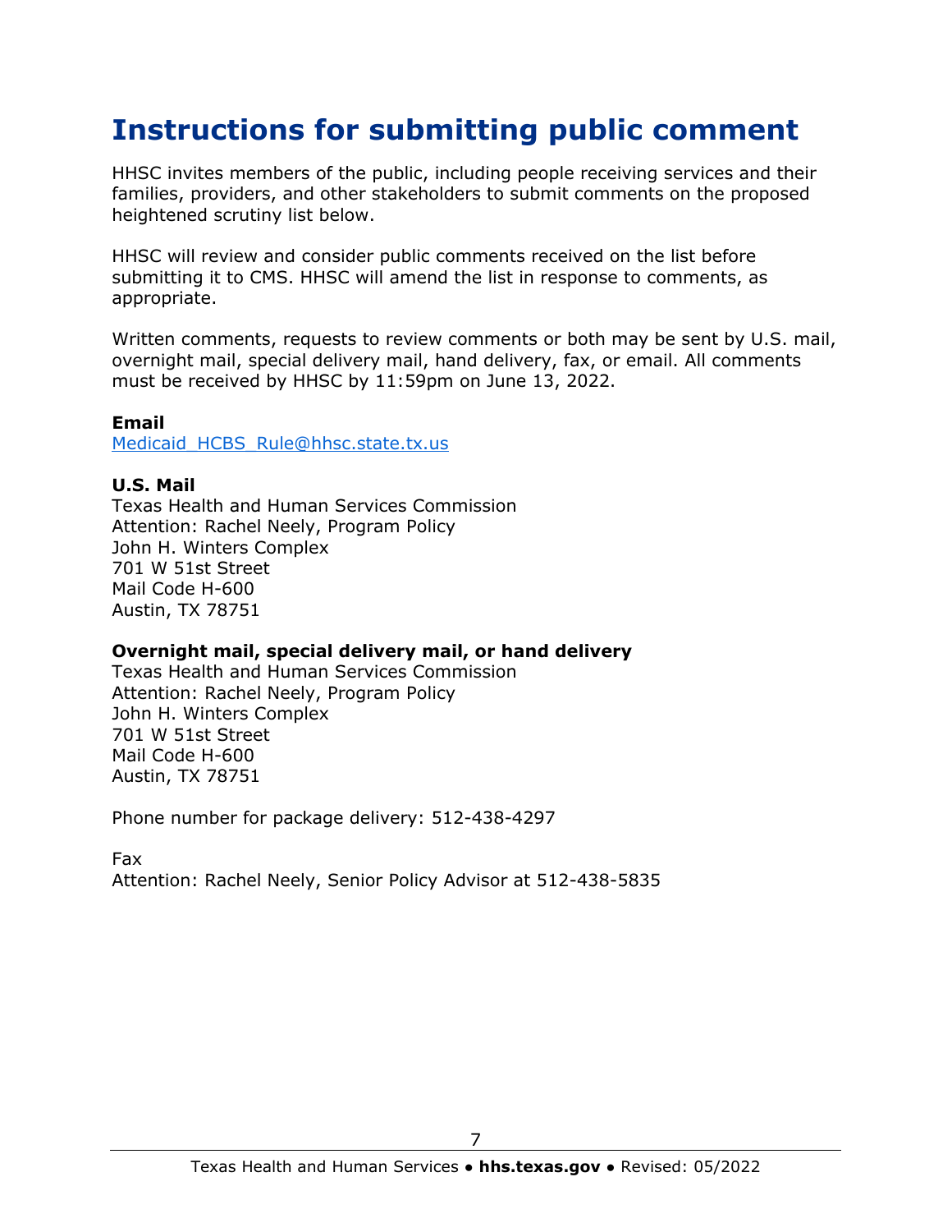# Instructions for submitting public comment

HHSC invites members of the public, including people receiving services and their families, providers, and other stakeholders to submit comments on the proposed heightened scrutiny list below.

HHSC will review and consider public comments received on the list before submitting it to CMS. HHSC will amend the list in response to comments, as appropriate.

Written comments, requests to review comments or both may be sent by U.S. mail, overnight mail, special delivery mail, hand delivery, fax, or email. All comments must be received by HHSC by 11:59pm on June 13, 2022.

**Email**
Medicaid_HCBS_Rule@hhsc.state.tx.us

**U.S. Mail**
Texas Health and Human Services Commission
Attention: Rachel Neely, Program Policy
John H. Winters Complex
701 W 51st Street
Mail Code H-600
Austin, TX 78751

**Overnight mail, special delivery mail, or hand delivery**
Texas Health and Human Services Commission
Attention: Rachel Neely, Program Policy
John H. Winters Complex
701 W 51st Street
Mail Code H-600
Austin, TX 78751

Phone number for package delivery: 512-438-4297

Fax
Attention: Rachel Neely, Senior Policy Advisor at 512-438-5835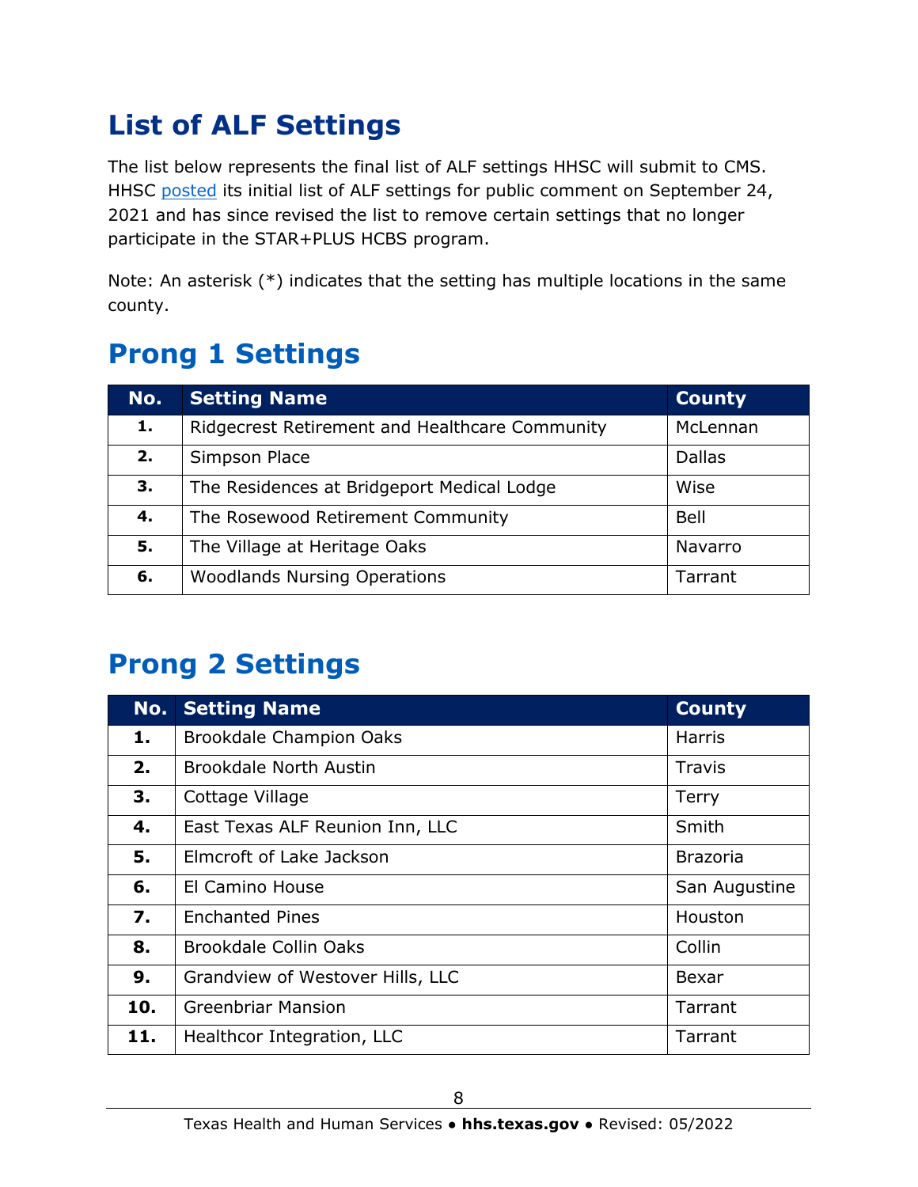# List of ALF Settings

The list below represents the final list of ALF settings HHSC will submit to CMS. HHSC posted its initial list of ALF settings for public comment on September 24, 2021 and has since revised the list to remove certain settings that no longer participate in the STAR+PLUS HCBS program.

Note: An asterisk (*) indicates that the setting has multiple locations in the same county.

## Prong 1 Settings

| No. | Setting Name | County |
|---|---|---|
| 1. | Ridgecrest Retirement and Healthcare Community | McLennan |
| 2. | Simpson Place | Dallas |
| 3. | The Residences at Bridgeport Medical Lodge | Wise |
| 4. | The Rosewood Retirement Community | Bell |
| 5. | The Village at Heritage Oaks | Navarro |
| 6. | Woodlands Nursing Operations | Tarrant |

## Prong 2 Settings

| No. | Setting Name | County |
|---|---|---|
| 1. | Brookdale Champion Oaks | Harris |
| 2. | Brookdale North Austin | Travis |
| 3. | Cottage Village | Terry |
| 4. | East Texas ALF Reunion Inn, LLC | Smith |
| 5. | Elmcroft of Lake Jackson | Brazoria |
| 6. | El Camino House | San Augustine |
| 7. | Enchanted Pines | Houston |
| 8. | Brookdale Collin Oaks | Collin |
| 9. | Grandview of Westover Hills, LLC | Bexar |
| 10. | Greenbriar Mansion | Tarrant |
| 11. | Healthcor Integration, LLC | Tarrant |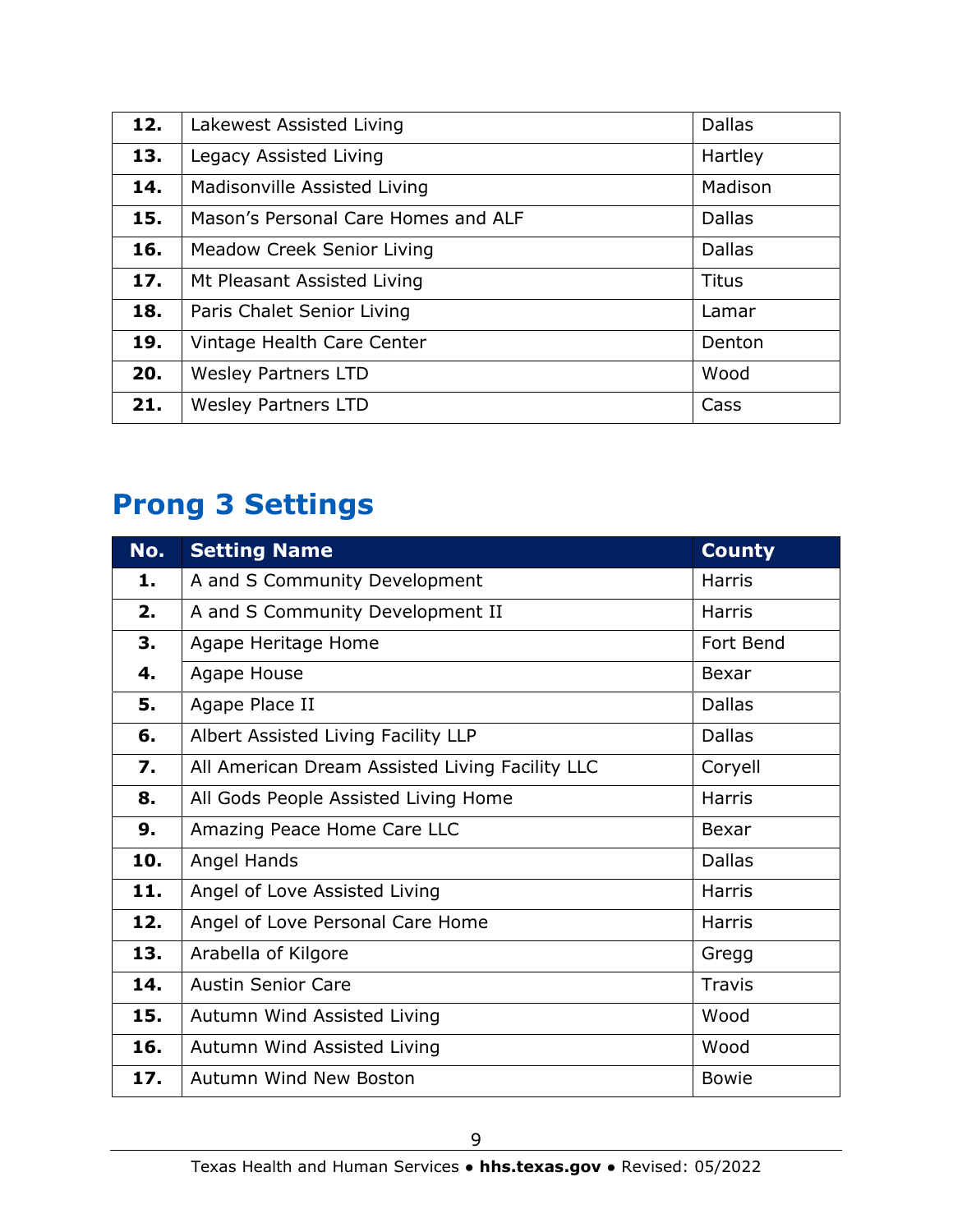| | | |
|---|---|---|
| **12.** | Lakewest Assisted Living | Dallas |
| **13.** | Legacy Assisted Living | Hartley |
| **14.** | Madisonville Assisted Living | Madison |
| **15.** | Mason's Personal Care Homes and ALF | Dallas |
| **16.** | Meadow Creek Senior Living | Dallas |
| **17.** | Mt Pleasant Assisted Living | Titus |
| **18.** | Paris Chalet Senior Living | Lamar |
| **19.** | Vintage Health Care Center | Denton |
| **20.** | Wesley Partners LTD | Wood |
| **21.** | Wesley Partners LTD | Cass |

## Prong 3 Settings

| No. | Setting Name | County |
|---|---|---|
| **1.** | A and S Community Development | Harris |
| **2.** | A and S Community Development II | Harris |
| **3.** | Agape Heritage Home | Fort Bend |
| **4.** | Agape House | Bexar |
| **5.** | Agape Place II | Dallas |
| **6.** | Albert Assisted Living Facility LLP | Dallas |
| **7.** | All American Dream Assisted Living Facility LLC | Coryell |
| **8.** | All Gods People Assisted Living Home | Harris |
| **9.** | Amazing Peace Home Care LLC | Bexar |
| **10.** | Angel Hands | Dallas |
| **11.** | Angel of Love Assisted Living | Harris |
| **12.** | Angel of Love Personal Care Home | Harris |
| **13.** | Arabella of Kilgore | Gregg |
| **14.** | Austin Senior Care | Travis |
| **15.** | Autumn Wind Assisted Living | Wood |
| **16.** | Autumn Wind Assisted Living | Wood |
| **17.** | Autumn Wind New Boston | Bowie |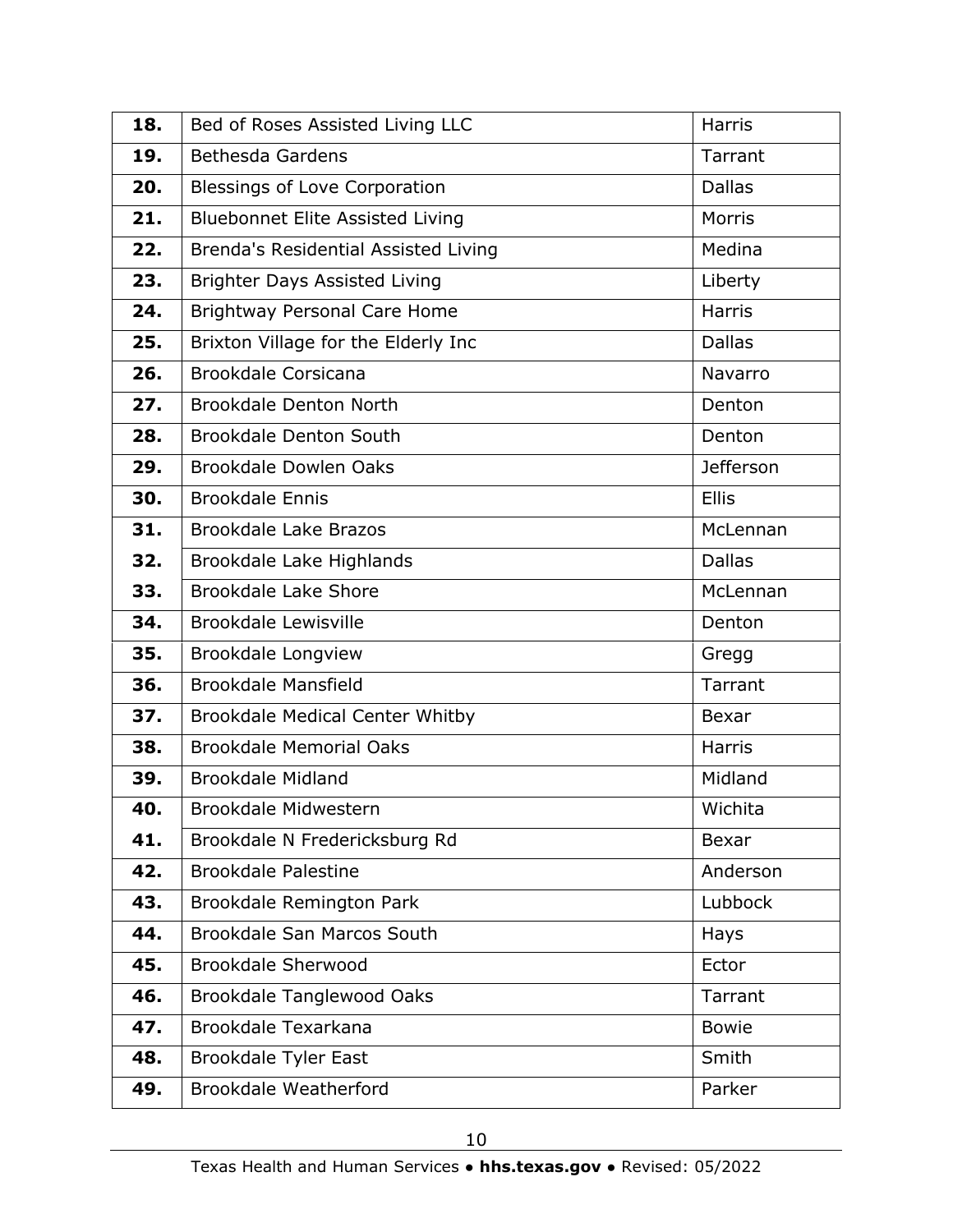| | | |
|---|---|---|
| **18.** | Bed of Roses Assisted Living LLC | Harris |
| **19.** | Bethesda Gardens | Tarrant |
| **20.** | Blessings of Love Corporation | Dallas |
| **21.** | Bluebonnet Elite Assisted Living | Morris |
| **22.** | Brenda's Residential Assisted Living | Medina |
| **23.** | Brighter Days Assisted Living | Liberty |
| **24.** | Brightway Personal Care Home | Harris |
| **25.** | Brixton Village for the Elderly Inc | Dallas |
| **26.** | Brookdale Corsicana | Navarro |
| **27.** | Brookdale Denton North | Denton |
| **28.** | Brookdale Denton South | Denton |
| **29.** | Brookdale Dowlen Oaks | Jefferson |
| **30.** | Brookdale Ennis | Ellis |
| **31.** | Brookdale Lake Brazos | McLennan |
| **32.** | Brookdale Lake Highlands | Dallas |
| **33.** | Brookdale Lake Shore | McLennan |
| **34.** | Brookdale Lewisville | Denton |
| **35.** | Brookdale Longview | Gregg |
| **36.** | Brookdale Mansfield | Tarrant |
| **37.** | Brookdale Medical Center Whitby | Bexar |
| **38.** | Brookdale Memorial Oaks | Harris |
| **39.** | Brookdale Midland | Midland |
| **40.** | Brookdale Midwestern | Wichita |
| **41.** | Brookdale N Fredericksburg Rd | Bexar |
| **42.** | Brookdale Palestine | Anderson |
| **43.** | Brookdale Remington Park | Lubbock |
| **44.** | Brookdale San Marcos South | Hays |
| **45.** | Brookdale Sherwood | Ector |
| **46.** | Brookdale Tanglewood Oaks | Tarrant |
| **47.** | Brookdale Texarkana | Bowie |
| **48.** | Brookdale Tyler East | Smith |
| **49.** | Brookdale Weatherford | Parker |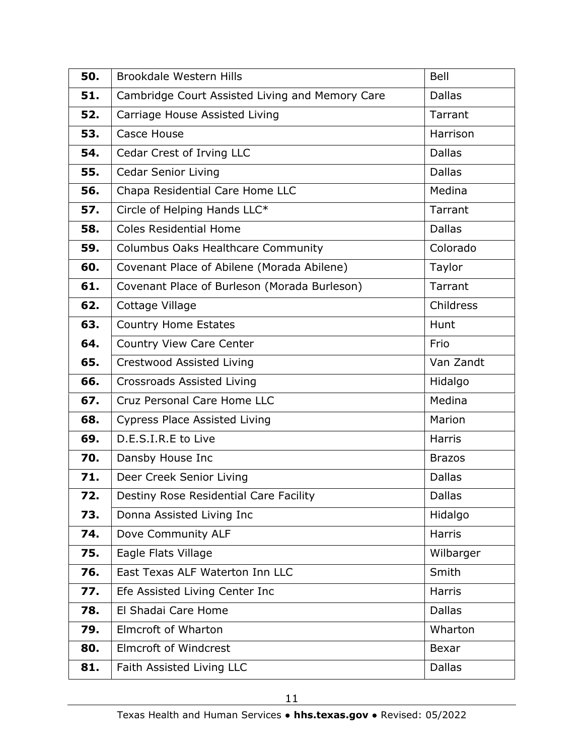| | | |
|---|---|---|
| **50.** | Brookdale Western Hills | Bell |
| **51.** | Cambridge Court Assisted Living and Memory Care | Dallas |
| **52.** | Carriage House Assisted Living | Tarrant |
| **53.** | Casce House | Harrison |
| **54.** | Cedar Crest of Irving LLC | Dallas |
| **55.** | Cedar Senior Living | Dallas |
| **56.** | Chapa Residential Care Home LLC | Medina |
| **57.** | Circle of Helping Hands LLC* | Tarrant |
| **58.** | Coles Residential Home | Dallas |
| **59.** | Columbus Oaks Healthcare Community | Colorado |
| **60.** | Covenant Place of Abilene (Morada Abilene) | Taylor |
| **61.** | Covenant Place of Burleson (Morada Burleson) | Tarrant |
| **62.** | Cottage Village | Childress |
| **63.** | Country Home Estates | Hunt |
| **64.** | Country View Care Center | Frio |
| **65.** | Crestwood Assisted Living | Van Zandt |
| **66.** | Crossroads Assisted Living | Hidalgo |
| **67.** | Cruz Personal Care Home LLC | Medina |
| **68.** | Cypress Place Assisted Living | Marion |
| **69.** | D.E.S.I.R.E to Live | Harris |
| **70.** | Dansby House Inc | Brazos |
| **71.** | Deer Creek Senior Living | Dallas |
| **72.** | Destiny Rose Residential Care Facility | Dallas |
| **73.** | Donna Assisted Living Inc | Hidalgo |
| **74.** | Dove Community ALF | Harris |
| **75.** | Eagle Flats Village | Wilbarger |
| **76.** | East Texas ALF Waterton Inn LLC | Smith |
| **77.** | Efe Assisted Living Center Inc | Harris |
| **78.** | El Shadai Care Home | Dallas |
| **79.** | Elmcroft of Wharton | Wharton |
| **80.** | Elmcroft of Windcrest | Bexar |
| **81.** | Faith Assisted Living LLC | Dallas |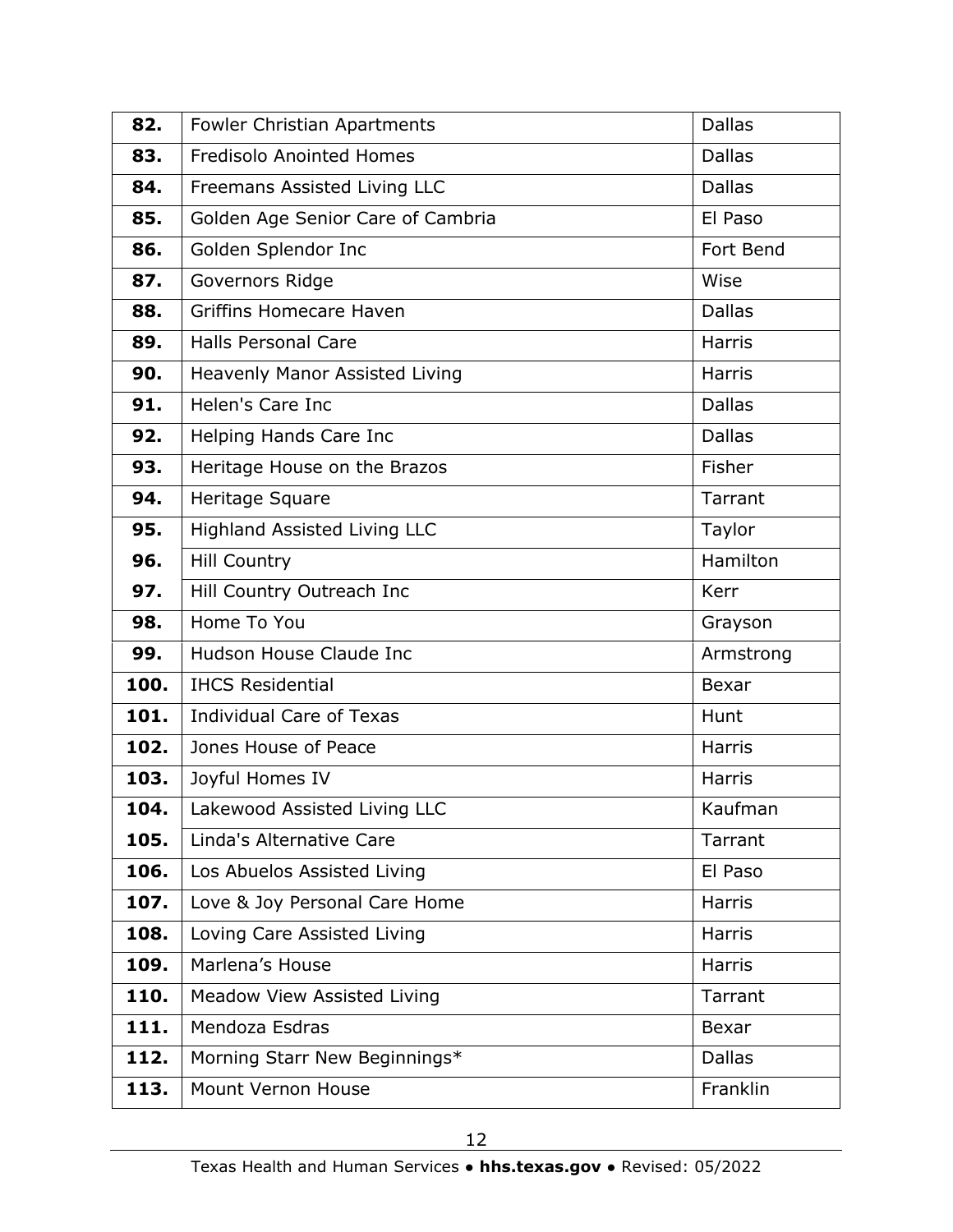| | | |
|---|---|---|
| **82.** | Fowler Christian Apartments | Dallas |
| **83.** | Fredisolo Anointed Homes | Dallas |
| **84.** | Freemans Assisted Living LLC | Dallas |
| **85.** | Golden Age Senior Care of Cambria | El Paso |
| **86.** | Golden Splendor Inc | Fort Bend |
| **87.** | Governors Ridge | Wise |
| **88.** | Griffins Homecare Haven | Dallas |
| **89.** | Halls Personal Care | Harris |
| **90.** | Heavenly Manor Assisted Living | Harris |
| **91.** | Helen's Care Inc | Dallas |
| **92.** | Helping Hands Care Inc | Dallas |
| **93.** | Heritage House on the Brazos | Fisher |
| **94.** | Heritage Square | Tarrant |
| **95.** | Highland Assisted Living LLC | Taylor |
| **96.** | Hill Country | Hamilton |
| **97.** | Hill Country Outreach Inc | Kerr |
| **98.** | Home To You | Grayson |
| **99.** | Hudson House Claude Inc | Armstrong |
| **100.** | IHCS Residential | Bexar |
| **101.** | Individual Care of Texas | Hunt |
| **102.** | Jones House of Peace | Harris |
| **103.** | Joyful Homes IV | Harris |
| **104.** | Lakewood Assisted Living LLC | Kaufman |
| **105.** | Linda's Alternative Care | Tarrant |
| **106.** | Los Abuelos Assisted Living | El Paso |
| **107.** | Love & Joy Personal Care Home | Harris |
| **108.** | Loving Care Assisted Living | Harris |
| **109.** | Marlena's House | Harris |
| **110.** | Meadow View Assisted Living | Tarrant |
| **111.** | Mendoza Esdras | Bexar |
| **112.** | Morning Starr New Beginnings* | Dallas |
| **113.** | Mount Vernon House | Franklin |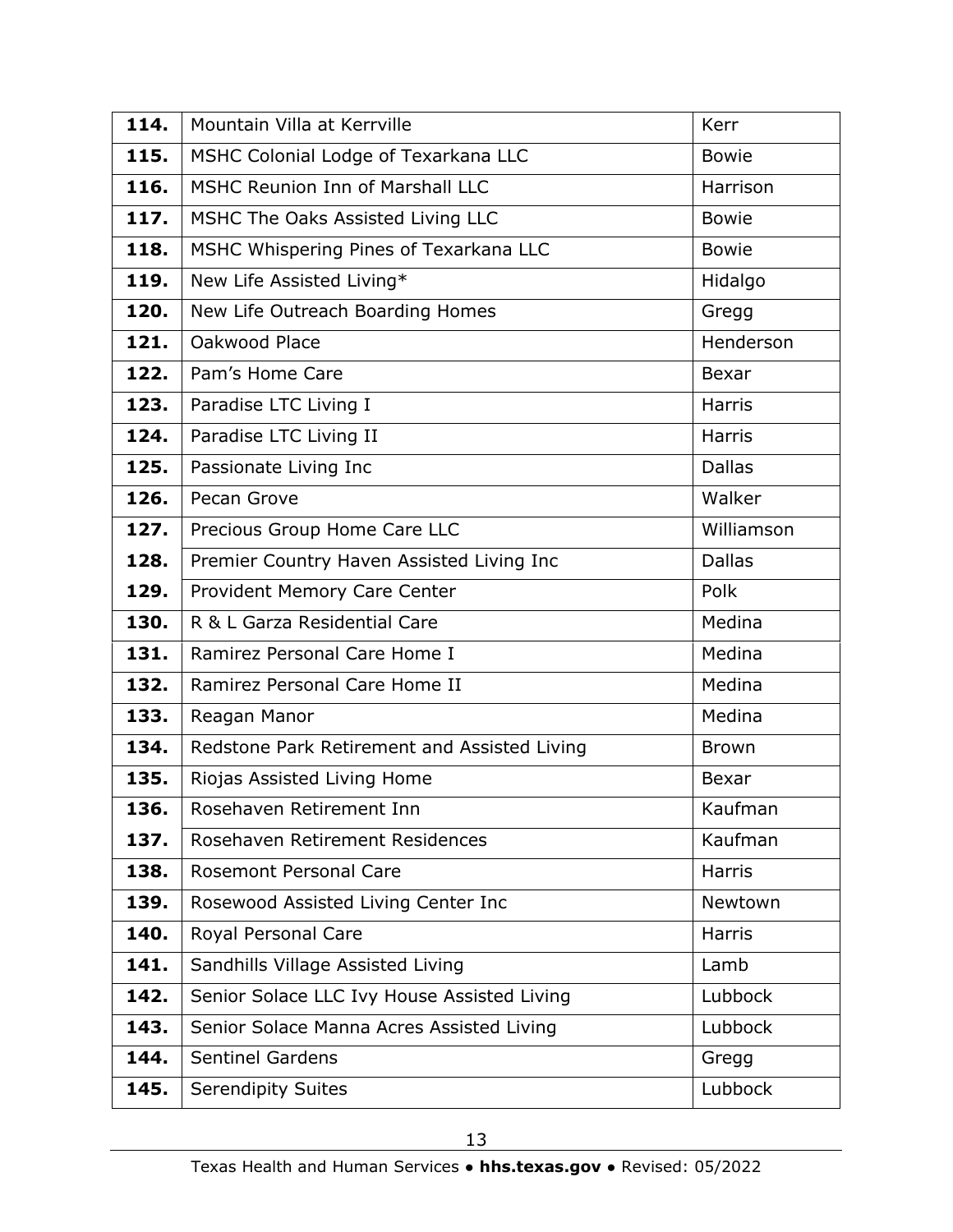| | | |
|---|---|---|
| **114.** | Mountain Villa at Kerrville | Kerr |
| **115.** | MSHC Colonial Lodge of Texarkana LLC | Bowie |
| **116.** | MSHC Reunion Inn of Marshall LLC | Harrison |
| **117.** | MSHC The Oaks Assisted Living LLC | Bowie |
| **118.** | MSHC Whispering Pines of Texarkana LLC | Bowie |
| **119.** | New Life Assisted Living* | Hidalgo |
| **120.** | New Life Outreach Boarding Homes | Gregg |
| **121.** | Oakwood Place | Henderson |
| **122.** | Pam's Home Care | Bexar |
| **123.** | Paradise LTC Living I | Harris |
| **124.** | Paradise LTC Living II | Harris |
| **125.** | Passionate Living Inc | Dallas |
| **126.** | Pecan Grove | Walker |
| **127.** | Precious Group Home Care LLC | Williamson |
| **128.** | Premier Country Haven Assisted Living Inc | Dallas |
| **129.** | Provident Memory Care Center | Polk |
| **130.** | R & L Garza Residential Care | Medina |
| **131.** | Ramirez Personal Care Home I | Medina |
| **132.** | Ramirez Personal Care Home II | Medina |
| **133.** | Reagan Manor | Medina |
| **134.** | Redstone Park Retirement and Assisted Living | Brown |
| **135.** | Riojas Assisted Living Home | Bexar |
| **136.** | Rosehaven Retirement Inn | Kaufman |
| **137.** | Rosehaven Retirement Residences | Kaufman |
| **138.** | Rosemont Personal Care | Harris |
| **139.** | Rosewood Assisted Living Center Inc | Newtown |
| **140.** | Royal Personal Care | Harris |
| **141.** | Sandhills Village Assisted Living | Lamb |
| **142.** | Senior Solace LLC Ivy House Assisted Living | Lubbock |
| **143.** | Senior Solace Manna Acres Assisted Living | Lubbock |
| **144.** | Sentinel Gardens | Gregg |
| **145.** | Serendipity Suites | Lubbock |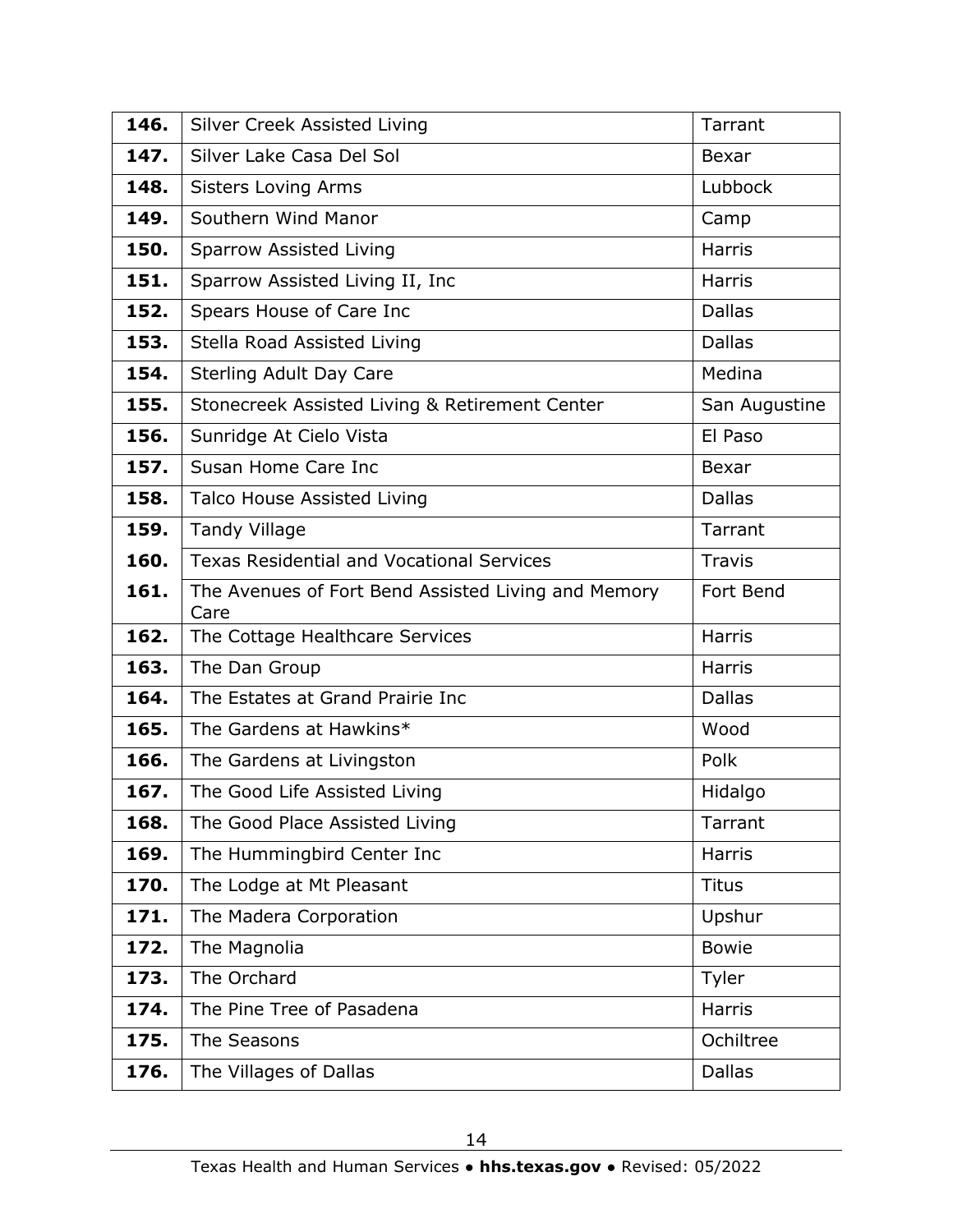| | | |
|---|---|---|
| **146.** | Silver Creek Assisted Living | Tarrant |
| **147.** | Silver Lake Casa Del Sol | Bexar |
| **148.** | Sisters Loving Arms | Lubbock |
| **149.** | Southern Wind Manor | Camp |
| **150.** | Sparrow Assisted Living | Harris |
| **151.** | Sparrow Assisted Living II, Inc | Harris |
| **152.** | Spears House of Care Inc | Dallas |
| **153.** | Stella Road Assisted Living | Dallas |
| **154.** | Sterling Adult Day Care | Medina |
| **155.** | Stonecreek Assisted Living & Retirement Center | San Augustine |
| **156.** | Sunridge At Cielo Vista | El Paso |
| **157.** | Susan Home Care Inc | Bexar |
| **158.** | Talco House Assisted Living | Dallas |
| **159.** | Tandy Village | Tarrant |
| **160.** | Texas Residential and Vocational Services | Travis |
| **161.** | The Avenues of Fort Bend Assisted Living and Memory Care | Fort Bend |
| **162.** | The Cottage Healthcare Services | Harris |
| **163.** | The Dan Group | Harris |
| **164.** | The Estates at Grand Prairie Inc | Dallas |
| **165.** | The Gardens at Hawkins* | Wood |
| **166.** | The Gardens at Livingston | Polk |
| **167.** | The Good Life Assisted Living | Hidalgo |
| **168.** | The Good Place Assisted Living | Tarrant |
| **169.** | The Hummingbird Center Inc | Harris |
| **170.** | The Lodge at Mt Pleasant | Titus |
| **171.** | The Madera Corporation | Upshur |
| **172.** | The Magnolia | Bowie |
| **173.** | The Orchard | Tyler |
| **174.** | The Pine Tree of Pasadena | Harris |
| **175.** | The Seasons | Ochiltree |
| **176.** | The Villages of Dallas | Dallas |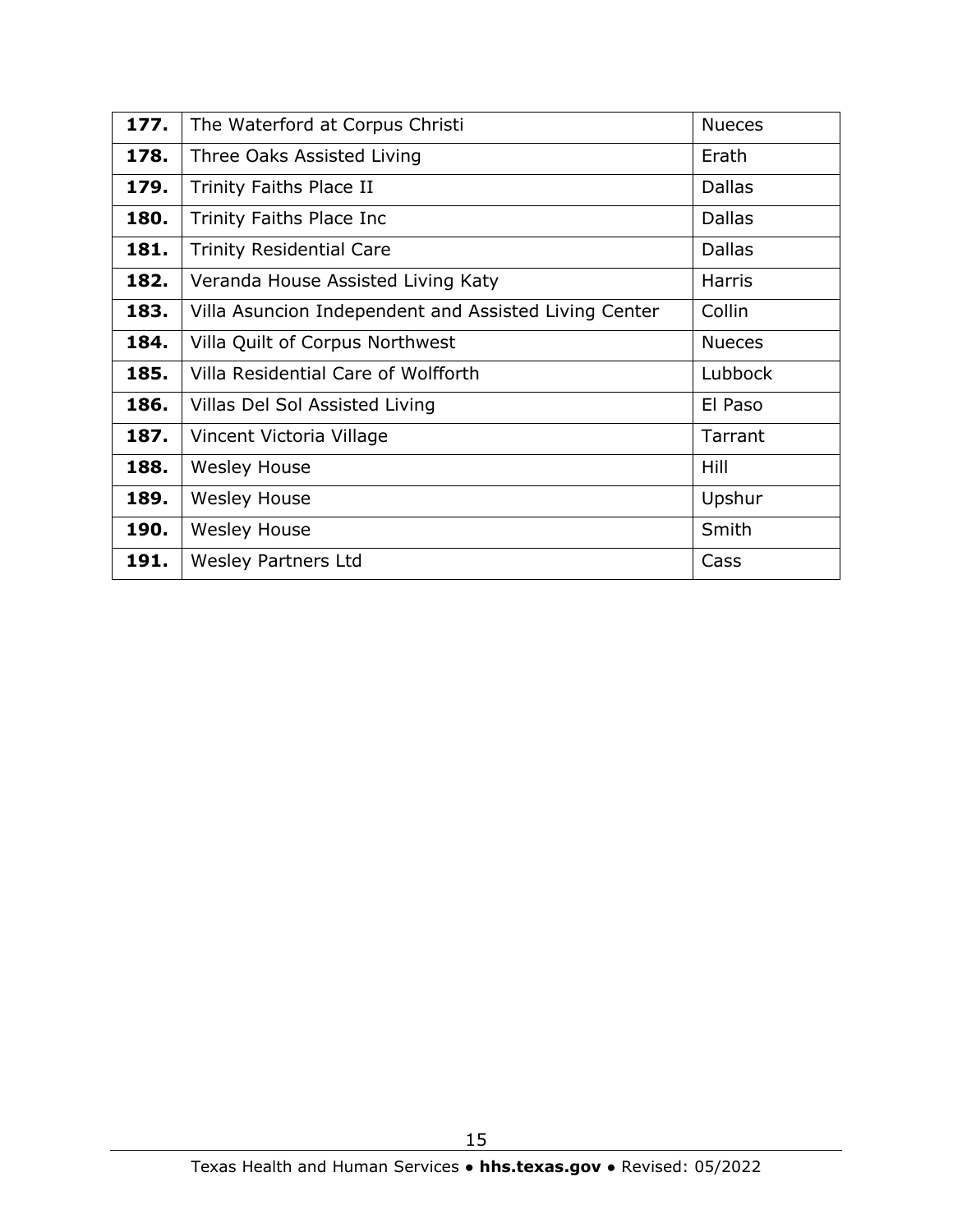| | | |
|---|---|---|
| **177.** | The Waterford at Corpus Christi | Nueces |
| **178.** | Three Oaks Assisted Living | Erath |
| **179.** | Trinity Faiths Place II | Dallas |
| **180.** | Trinity Faiths Place Inc | Dallas |
| **181.** | Trinity Residential Care | Dallas |
| **182.** | Veranda House Assisted Living Katy | Harris |
| **183.** | Villa Asuncion Independent and Assisted Living Center | Collin |
| **184.** | Villa Quilt of Corpus Northwest | Nueces |
| **185.** | Villa Residential Care of Wolfforth | Lubbock |
| **186.** | Villas Del Sol Assisted Living | El Paso |
| **187.** | Vincent Victoria Village | Tarrant |
| **188.** | Wesley House | Hill |
| **189.** | Wesley House | Upshur |
| **190.** | Wesley House | Smith |
| **191.** | Wesley Partners Ltd | Cass |